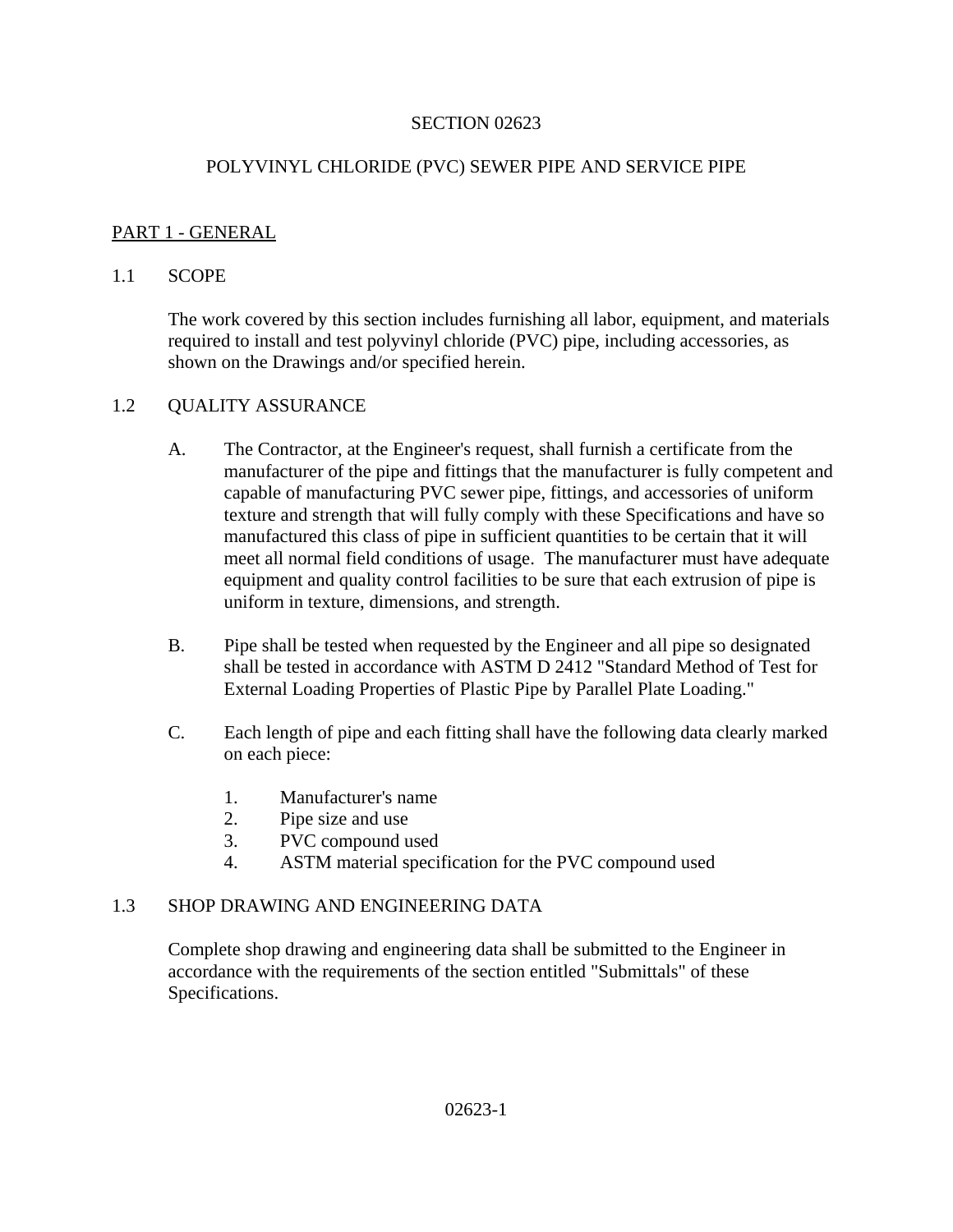# SECTION 02623

## POLYVINYL CHLORIDE (PVC) SEWER PIPE AND SERVICE PIPE

## PART 1 - GENERAL

### 1.1 SCOPE

The work covered by this section includes furnishing all labor, equipment, and materials required to install and test polyvinyl chloride (PVC) pipe, including accessories, as shown on the Drawings and/or specified herein.

### 1.2 QUALITY ASSURANCE

A. The Contractor, at the Engineer's request, shall furnish a certificate from the manufacturer of the pipe and fittings that the manufacturer is fully competent and capable of manufacturing PVC sewer pipe, fittings, and accessories of uniform texture and strength that will fully comply with these Specifications and have so manufactured this class of pipe in sufficient quantities to be certain that it will meet all normal field conditions of usage. The manufacturer must have adequate equipment and quality control facilities to be sure that each extrusion of pipe is uniform in texture, dimensions, and strength.

B. Pipe shall be tested when requested by the Engineer and all pipe so designated shall be tested in accordance with ASTM D 2412 "Standard Method of Test for External Loading Properties of Plastic Pipe by Parallel Plate Loading."

C. Each length of pipe and each fitting shall have the following data clearly marked on each piece:

1. Manufacturer's name
2. Pipe size and use
3. PVC compound used
4. ASTM material specification for the PVC compound used

### 1.3 SHOP DRAWING AND ENGINEERING DATA

Complete shop drawing and engineering data shall be submitted to the Engineer in accordance with the requirements of the section entitled "Submittals" of these Specifications.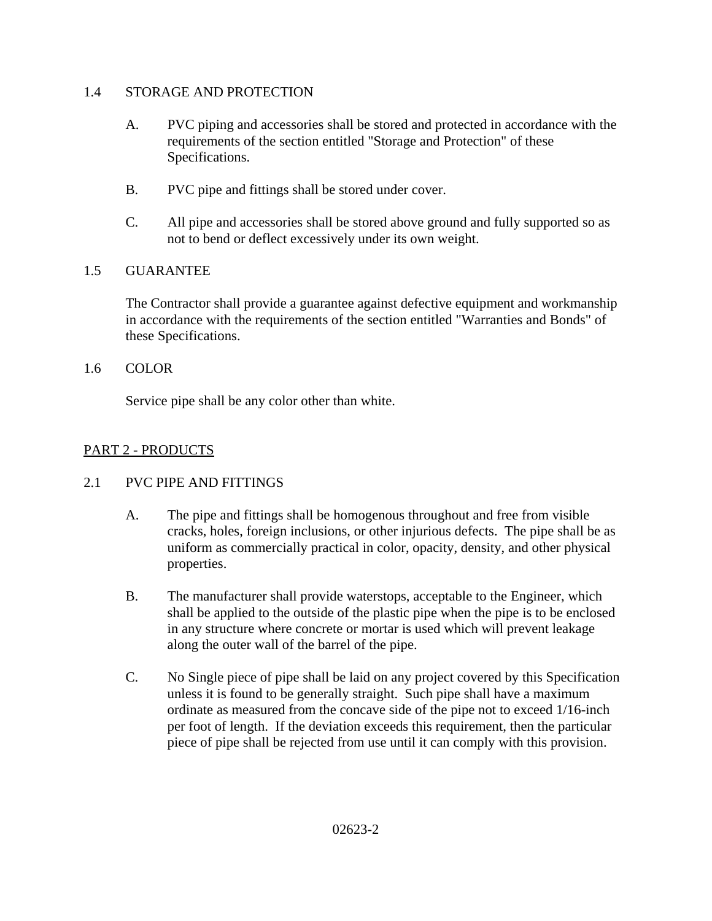## 1.4 STORAGE AND PROTECTION

A. PVC piping and accessories shall be stored and protected in accordance with the requirements of the section entitled "Storage and Protection" of these Specifications.

B. PVC pipe and fittings shall be stored under cover.

C. All pipe and accessories shall be stored above ground and fully supported so as not to bend or deflect excessively under its own weight.

## 1.5 GUARANTEE

The Contractor shall provide a guarantee against defective equipment and workmanship in accordance with the requirements of the section entitled "Warranties and Bonds" of these Specifications.

## 1.6 COLOR

Service pipe shall be any color other than white.

# PART 2 - PRODUCTS

## 2.1 PVC PIPE AND FITTINGS

A. The pipe and fittings shall be homogenous throughout and free from visible cracks, holes, foreign inclusions, or other injurious defects. The pipe shall be as uniform as commercially practical in color, opacity, density, and other physical properties.

B. The manufacturer shall provide waterstops, acceptable to the Engineer, which shall be applied to the outside of the plastic pipe when the pipe is to be enclosed in any structure where concrete or mortar is used which will prevent leakage along the outer wall of the barrel of the pipe.

C. No Single piece of pipe shall be laid on any project covered by this Specification unless it is found to be generally straight. Such pipe shall have a maximum ordinate as measured from the concave side of the pipe not to exceed 1/16-inch per foot of length. If the deviation exceeds this requirement, then the particular piece of pipe shall be rejected from use until it can comply with this provision.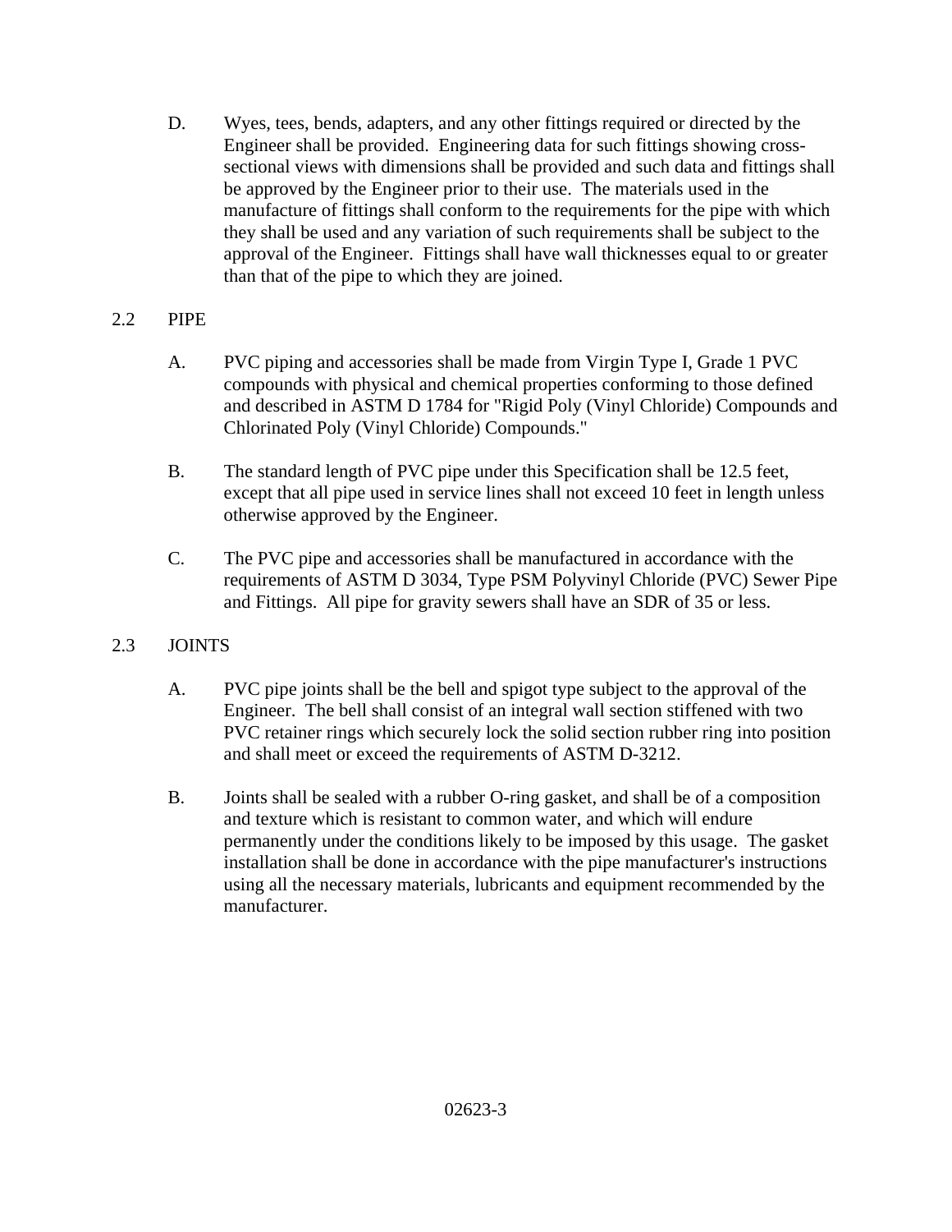D. Wyes, tees, bends, adapters, and any other fittings required or directed by the Engineer shall be provided. Engineering data for such fittings showing cross-sectional views with dimensions shall be provided and such data and fittings shall be approved by the Engineer prior to their use. The materials used in the manufacture of fittings shall conform to the requirements for the pipe with which they shall be used and any variation of such requirements shall be subject to the approval of the Engineer. Fittings shall have wall thicknesses equal to or greater than that of the pipe to which they are joined.

## 2.2 PIPE

A. PVC piping and accessories shall be made from Virgin Type I, Grade 1 PVC compounds with physical and chemical properties conforming to those defined and described in ASTM D 1784 for "Rigid Poly (Vinyl Chloride) Compounds and Chlorinated Poly (Vinyl Chloride) Compounds."

B. The standard length of PVC pipe under this Specification shall be 12.5 feet, except that all pipe used in service lines shall not exceed 10 feet in length unless otherwise approved by the Engineer.

C. The PVC pipe and accessories shall be manufactured in accordance with the requirements of ASTM D 3034, Type PSM Polyvinyl Chloride (PVC) Sewer Pipe and Fittings. All pipe for gravity sewers shall have an SDR of 35 or less.

## 2.3 JOINTS

A. PVC pipe joints shall be the bell and spigot type subject to the approval of the Engineer. The bell shall consist of an integral wall section stiffened with two PVC retainer rings which securely lock the solid section rubber ring into position and shall meet or exceed the requirements of ASTM D-3212.

B. Joints shall be sealed with a rubber O-ring gasket, and shall be of a composition and texture which is resistant to common water, and which will endure permanently under the conditions likely to be imposed by this usage. The gasket installation shall be done in accordance with the pipe manufacturer's instructions using all the necessary materials, lubricants and equipment recommended by the manufacturer.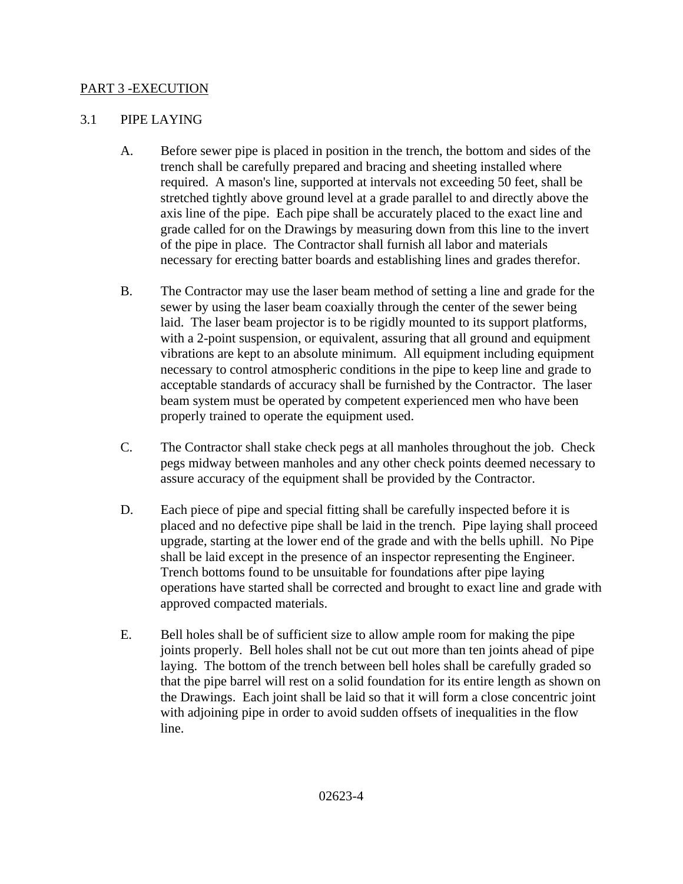## PART 3 -EXECUTION

### 3.1 PIPE LAYING

A. Before sewer pipe is placed in position in the trench, the bottom and sides of the trench shall be carefully prepared and bracing and sheeting installed where required. A mason's line, supported at intervals not exceeding 50 feet, shall be stretched tightly above ground level at a grade parallel to and directly above the axis line of the pipe. Each pipe shall be accurately placed to the exact line and grade called for on the Drawings by measuring down from this line to the invert of the pipe in place. The Contractor shall furnish all labor and materials necessary for erecting batter boards and establishing lines and grades therefor.

B. The Contractor may use the laser beam method of setting a line and grade for the sewer by using the laser beam coaxially through the center of the sewer being laid. The laser beam projector is to be rigidly mounted to its support platforms, with a 2-point suspension, or equivalent, assuring that all ground and equipment vibrations are kept to an absolute minimum. All equipment including equipment necessary to control atmospheric conditions in the pipe to keep line and grade to acceptable standards of accuracy shall be furnished by the Contractor. The laser beam system must be operated by competent experienced men who have been properly trained to operate the equipment used.

C. The Contractor shall stake check pegs at all manholes throughout the job. Check pegs midway between manholes and any other check points deemed necessary to assure accuracy of the equipment shall be provided by the Contractor.

D. Each piece of pipe and special fitting shall be carefully inspected before it is placed and no defective pipe shall be laid in the trench. Pipe laying shall proceed upgrade, starting at the lower end of the grade and with the bells uphill. No Pipe shall be laid except in the presence of an inspector representing the Engineer. Trench bottoms found to be unsuitable for foundations after pipe laying operations have started shall be corrected and brought to exact line and grade with approved compacted materials.

E. Bell holes shall be of sufficient size to allow ample room for making the pipe joints properly. Bell holes shall not be cut out more than ten joints ahead of pipe laying. The bottom of the trench between bell holes shall be carefully graded so that the pipe barrel will rest on a solid foundation for its entire length as shown on the Drawings. Each joint shall be laid so that it will form a close concentric joint with adjoining pipe in order to avoid sudden offsets of inequalities in the flow line.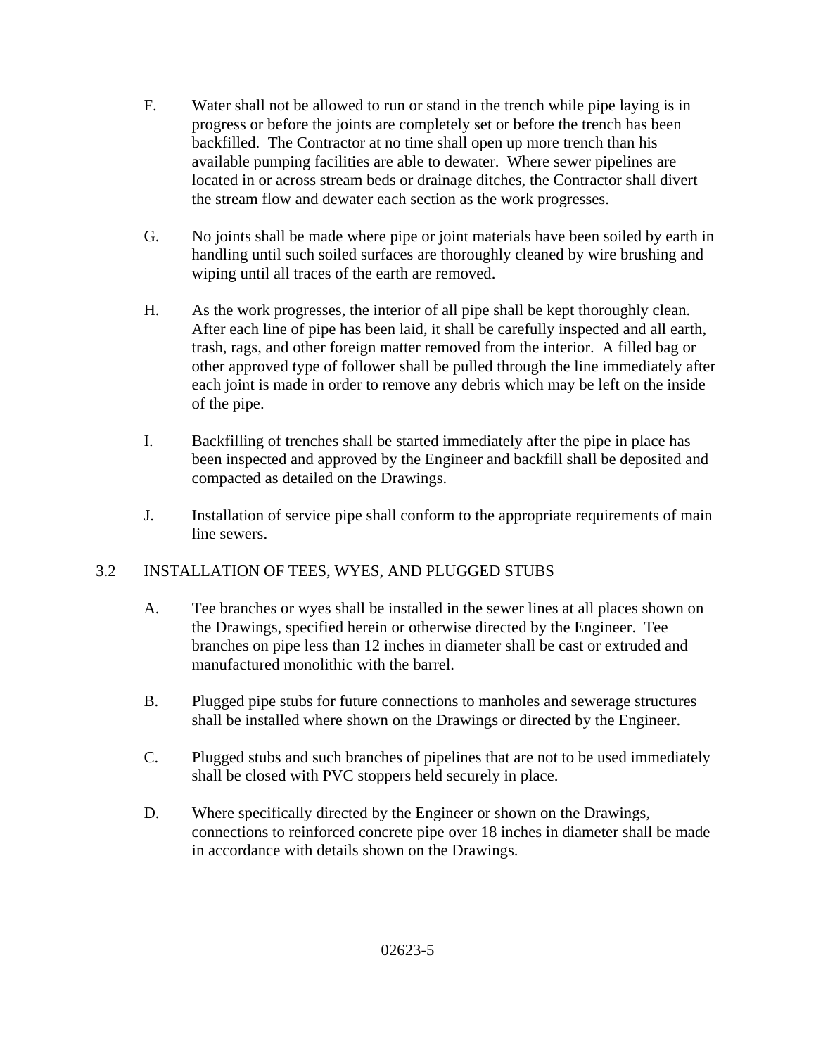F. Water shall not be allowed to run or stand in the trench while pipe laying is in progress or before the joints are completely set or before the trench has been backfilled. The Contractor at no time shall open up more trench than his available pumping facilities are able to dewater. Where sewer pipelines are located in or across stream beds or drainage ditches, the Contractor shall divert the stream flow and dewater each section as the work progresses.

G. No joints shall be made where pipe or joint materials have been soiled by earth in handling until such soiled surfaces are thoroughly cleaned by wire brushing and wiping until all traces of the earth are removed.

H. As the work progresses, the interior of all pipe shall be kept thoroughly clean. After each line of pipe has been laid, it shall be carefully inspected and all earth, trash, rags, and other foreign matter removed from the interior. A filled bag or other approved type of follower shall be pulled through the line immediately after each joint is made in order to remove any debris which may be left on the inside of the pipe.

I. Backfilling of trenches shall be started immediately after the pipe in place has been inspected and approved by the Engineer and backfill shall be deposited and compacted as detailed on the Drawings.

J. Installation of service pipe shall conform to the appropriate requirements of main line sewers.

## 3.2 INSTALLATION OF TEES, WYES, AND PLUGGED STUBS

A. Tee branches or wyes shall be installed in the sewer lines at all places shown on the Drawings, specified herein or otherwise directed by the Engineer. Tee branches on pipe less than 12 inches in diameter shall be cast or extruded and manufactured monolithic with the barrel.

B. Plugged pipe stubs for future connections to manholes and sewerage structures shall be installed where shown on the Drawings or directed by the Engineer.

C. Plugged stubs and such branches of pipelines that are not to be used immediately shall be closed with PVC stoppers held securely in place.

D. Where specifically directed by the Engineer or shown on the Drawings, connections to reinforced concrete pipe over 18 inches in diameter shall be made in accordance with details shown on the Drawings.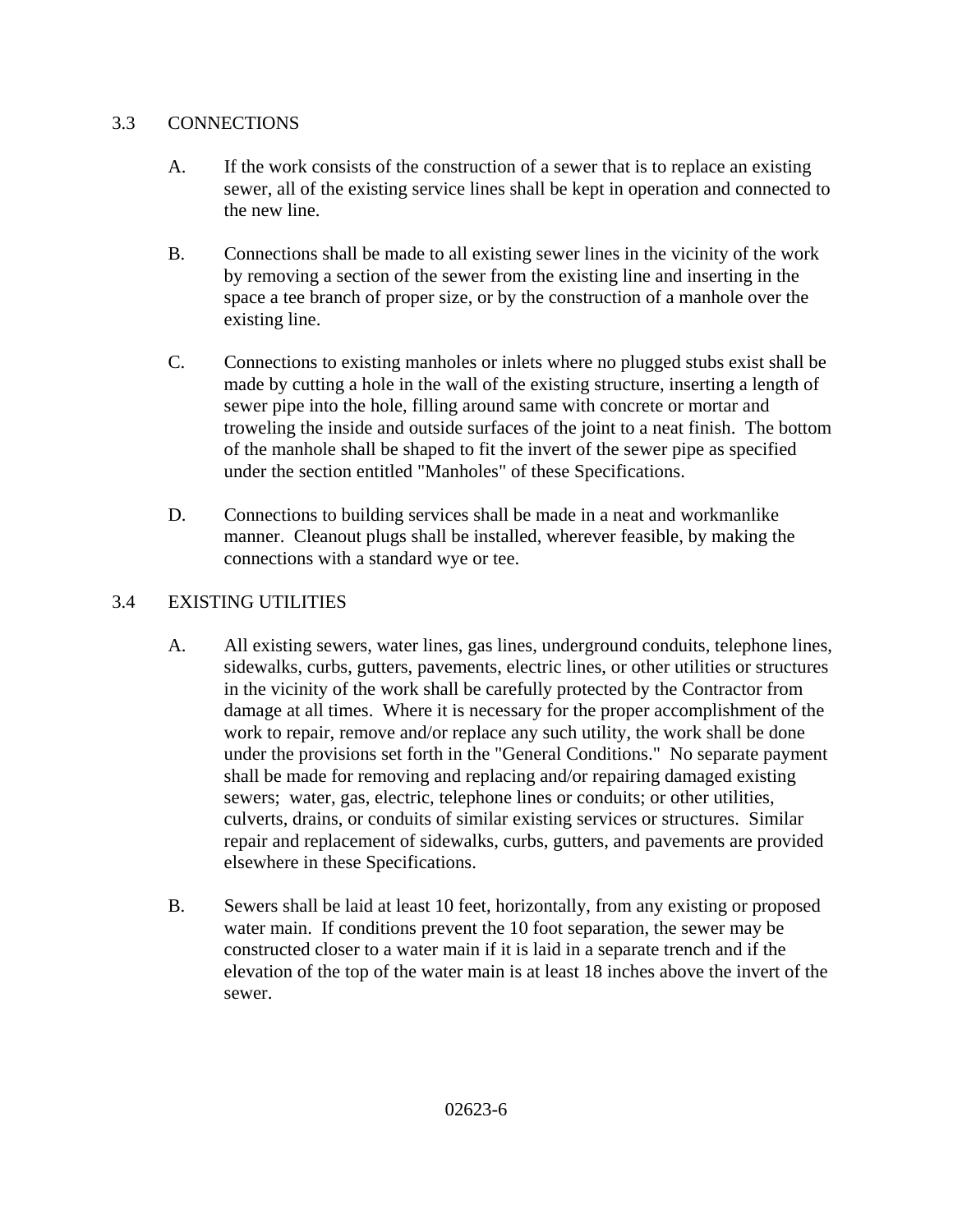## 3.3 CONNECTIONS

A. If the work consists of the construction of a sewer that is to replace an existing sewer, all of the existing service lines shall be kept in operation and connected to the new line.

B. Connections shall be made to all existing sewer lines in the vicinity of the work by removing a section of the sewer from the existing line and inserting in the space a tee branch of proper size, or by the construction of a manhole over the existing line.

C. Connections to existing manholes or inlets where no plugged stubs exist shall be made by cutting a hole in the wall of the existing structure, inserting a length of sewer pipe into the hole, filling around same with concrete or mortar and troweling the inside and outside surfaces of the joint to a neat finish. The bottom of the manhole shall be shaped to fit the invert of the sewer pipe as specified under the section entitled "Manholes" of these Specifications.

D. Connections to building services shall be made in a neat and workmanlike manner. Cleanout plugs shall be installed, wherever feasible, by making the connections with a standard wye or tee.

## 3.4 EXISTING UTILITIES

A. All existing sewers, water lines, gas lines, underground conduits, telephone lines, sidewalks, curbs, gutters, pavements, electric lines, or other utilities or structures in the vicinity of the work shall be carefully protected by the Contractor from damage at all times. Where it is necessary for the proper accomplishment of the work to repair, remove and/or replace any such utility, the work shall be done under the provisions set forth in the "General Conditions." No separate payment shall be made for removing and replacing and/or repairing damaged existing sewers; water, gas, electric, telephone lines or conduits; or other utilities, culverts, drains, or conduits of similar existing services or structures. Similar repair and replacement of sidewalks, curbs, gutters, and pavements are provided elsewhere in these Specifications.

B. Sewers shall be laid at least 10 feet, horizontally, from any existing or proposed water main. If conditions prevent the 10 foot separation, the sewer may be constructed closer to a water main if it is laid in a separate trench and if the elevation of the top of the water main is at least 18 inches above the invert of the sewer.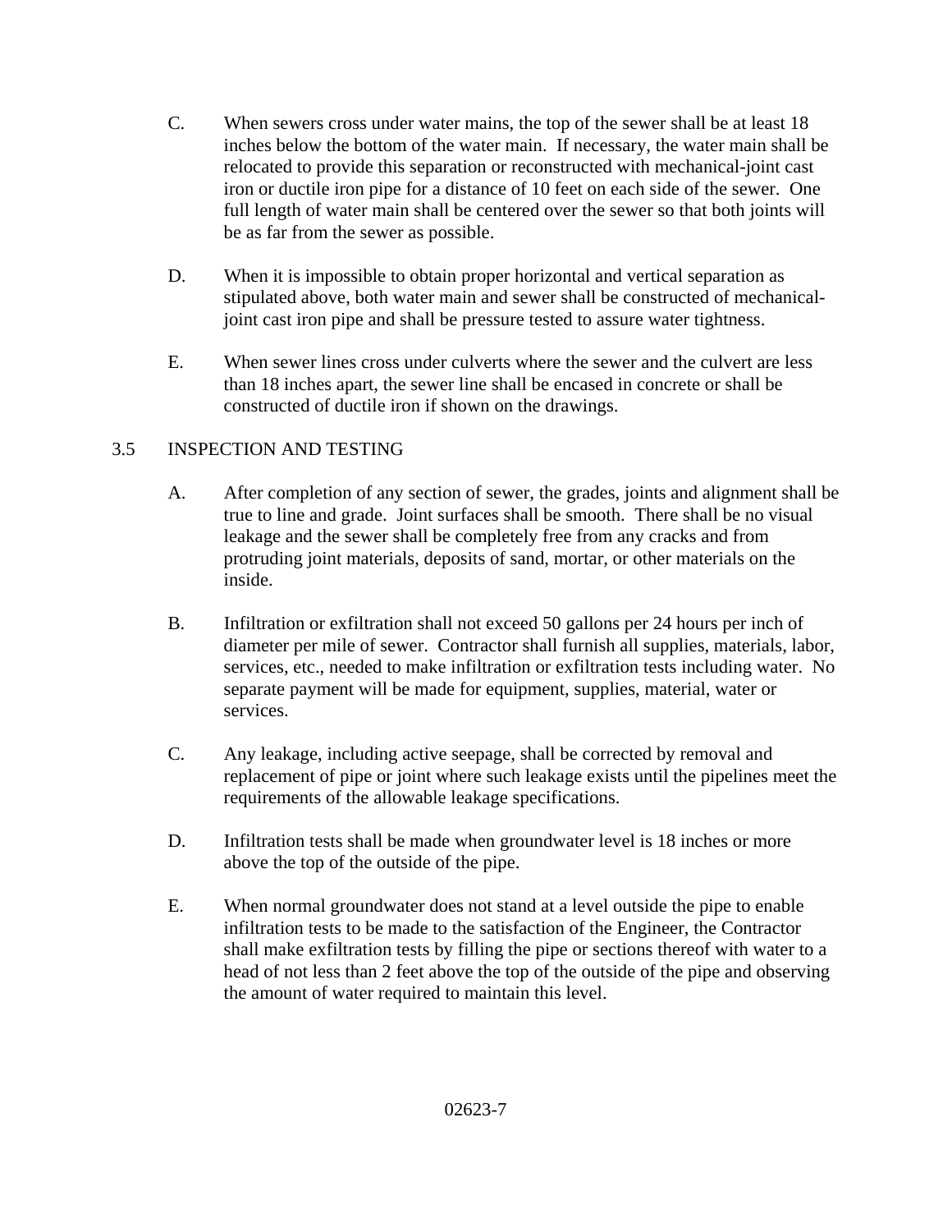C. When sewers cross under water mains, the top of the sewer shall be at least 18 inches below the bottom of the water main. If necessary, the water main shall be relocated to provide this separation or reconstructed with mechanical-joint cast iron or ductile iron pipe for a distance of 10 feet on each side of the sewer. One full length of water main shall be centered over the sewer so that both joints will be as far from the sewer as possible.

D. When it is impossible to obtain proper horizontal and vertical separation as stipulated above, both water main and sewer shall be constructed of mechanical-joint cast iron pipe and shall be pressure tested to assure water tightness.

E. When sewer lines cross under culverts where the sewer and the culvert are less than 18 inches apart, the sewer line shall be encased in concrete or shall be constructed of ductile iron if shown on the drawings.

## 3.5 INSPECTION AND TESTING

A. After completion of any section of sewer, the grades, joints and alignment shall be true to line and grade. Joint surfaces shall be smooth. There shall be no visual leakage and the sewer shall be completely free from any cracks and from protruding joint materials, deposits of sand, mortar, or other materials on the inside.

B. Infiltration or exfiltration shall not exceed 50 gallons per 24 hours per inch of diameter per mile of sewer. Contractor shall furnish all supplies, materials, labor, services, etc., needed to make infiltration or exfiltration tests including water. No separate payment will be made for equipment, supplies, material, water or services.

C. Any leakage, including active seepage, shall be corrected by removal and replacement of pipe or joint where such leakage exists until the pipelines meet the requirements of the allowable leakage specifications.

D. Infiltration tests shall be made when groundwater level is 18 inches or more above the top of the outside of the pipe.

E. When normal groundwater does not stand at a level outside the pipe to enable infiltration tests to be made to the satisfaction of the Engineer, the Contractor shall make exfiltration tests by filling the pipe or sections thereof with water to a head of not less than 2 feet above the top of the outside of the pipe and observing the amount of water required to maintain this level.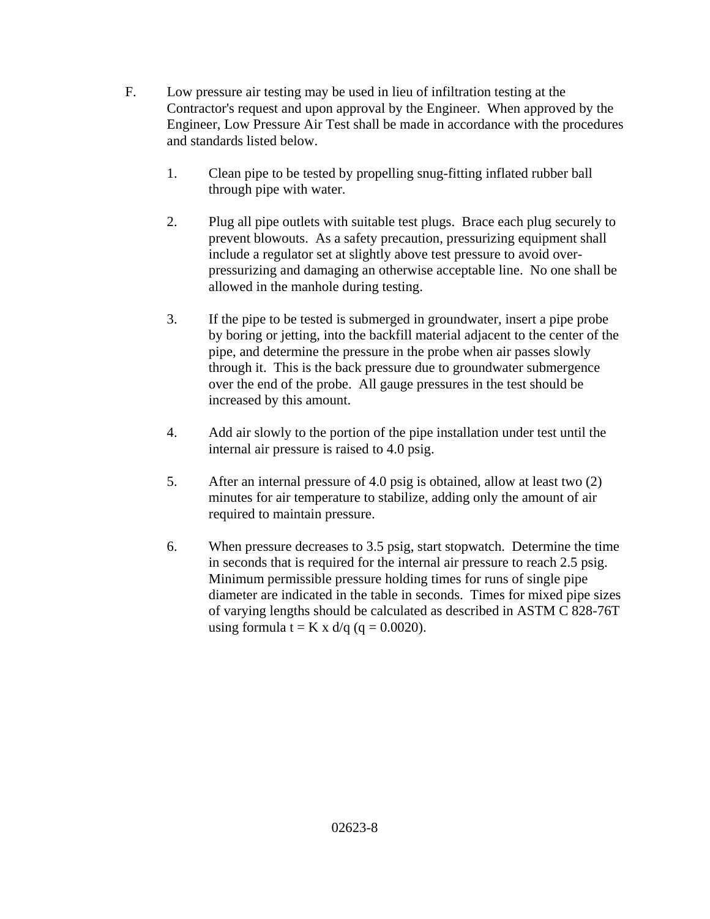F. Low pressure air testing may be used in lieu of infiltration testing at the Contractor's request and upon approval by the Engineer. When approved by the Engineer, Low Pressure Air Test shall be made in accordance with the procedures and standards listed below.

1. Clean pipe to be tested by propelling snug-fitting inflated rubber ball through pipe with water.

2. Plug all pipe outlets with suitable test plugs. Brace each plug securely to prevent blowouts. As a safety precaution, pressurizing equipment shall include a regulator set at slightly above test pressure to avoid over-pressurizing and damaging an otherwise acceptable line. No one shall be allowed in the manhole during testing.

3. If the pipe to be tested is submerged in groundwater, insert a pipe probe by boring or jetting, into the backfill material adjacent to the center of the pipe, and determine the pressure in the probe when air passes slowly through it. This is the back pressure due to groundwater submergence over the end of the probe. All gauge pressures in the test should be increased by this amount.

4. Add air slowly to the portion of the pipe installation under test until the internal air pressure is raised to 4.0 psig.

5. After an internal pressure of 4.0 psig is obtained, allow at least two (2) minutes for air temperature to stabilize, adding only the amount of air required to maintain pressure.

6. When pressure decreases to 3.5 psig, start stopwatch. Determine the time in seconds that is required for the internal air pressure to reach 2.5 psig. Minimum permissible pressure holding times for runs of single pipe diameter are indicated in the table in seconds. Times for mixed pipe sizes of varying lengths should be calculated as described in ASTM C 828-76T using formula $t = K \times d/q$ ($q = 0.0020$).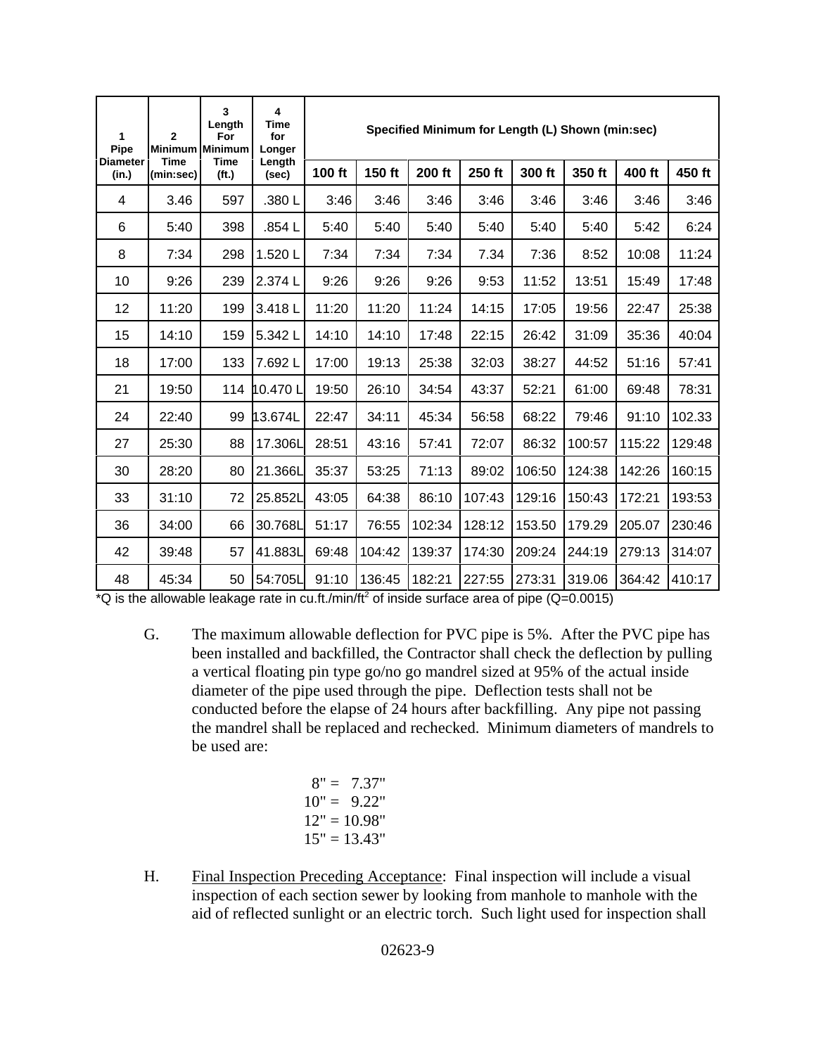| 1<br>Pipe<br>Diameter<br>(in.) | 2<br>Minimum<br>Time<br>(min:sec) | 3<br>Length<br>For<br>Minimum<br>Time<br>(ft.) | 4<br>Time<br>for<br>Longer<br>Length<br>(sec) | Specified Minimum for Length (L) Shown (min:sec) | | | | | | | |
|---|---|---|---|---|---|---|---|---|---|---|---|
| | | | | 100 ft | 150 ft | 200 ft | 250 ft | 300 ft | 350 ft | 400 ft | 450 ft |
| 4 | 3.46 | 597 | .380 L | 3:46 | 3:46 | 3:46 | 3:46 | 3:46 | 3:46 | 3:46 | 3:46 |
| 6 | 5:40 | 398 | .854 L | 5:40 | 5:40 | 5:40 | 5:40 | 5:40 | 5:40 | 5:42 | 6:24 |
| 8 | 7:34 | 298 | 1.520 L | 7:34 | 7:34 | 7:34 | 7.34 | 7:36 | 8:52 | 10:08 | 11:24 |
| 10 | 9:26 | 239 | 2.374 L | 9:26 | 9:26 | 9:26 | 9:53 | 11:52 | 13:51 | 15:49 | 17:48 |
| 12 | 11:20 | 199 | 3.418 L | 11:20 | 11:20 | 11:24 | 14:15 | 17:05 | 19:56 | 22:47 | 25:38 |
| 15 | 14:10 | 159 | 5.342 L | 14:10 | 14:10 | 17:48 | 22:15 | 26:42 | 31:09 | 35:36 | 40:04 |
| 18 | 17:00 | 133 | 7.692 L | 17:00 | 19:13 | 25:38 | 32:03 | 38:27 | 44:52 | 51:16 | 57:41 |
| 21 | 19:50 | 114 | 10.470 L | 19:50 | 26:10 | 34:54 | 43:37 | 52:21 | 61:00 | 69:48 | 78:31 |
| 24 | 22:40 | 99 | 13.674L | 22:47 | 34:11 | 45:34 | 56:58 | 68:22 | 79:46 | 91:10 | 102.33 |
| 27 | 25:30 | 88 | 17.306L | 28:51 | 43:16 | 57:41 | 72:07 | 86:32 | 100:57 | 115:22 | 129:48 |
| 30 | 28:20 | 80 | 21.366L | 35:37 | 53:25 | 71:13 | 89:02 | 106:50 | 124:38 | 142:26 | 160:15 |
| 33 | 31:10 | 72 | 25.852L | 43:05 | 64:38 | 86:10 | 107:43 | 129:16 | 150:43 | 172:21 | 193:53 |
| 36 | 34:00 | 66 | 30.768L | 51:17 | 76:55 | 102:34 | 128:12 | 153.50 | 179.29 | 205.07 | 230:46 |
| 42 | 39:48 | 57 | 41.883L | 69:48 | 104:42 | 139:37 | 174:30 | 209:24 | 244:19 | 279:13 | 314:07 |
| 48 | 45:34 | 50 | 54:705L | 91:10 | 136:45 | 182:21 | 227:55 | 273:31 | 319.06 | 364:42 | 410:17 |

*Q is the allowable leakage rate in cu.ft./min/ft$^2$ of inside surface area of pipe (Q=0.0015)

G. The maximum allowable deflection for PVC pipe is 5%. After the PVC pipe has been installed and backfilled, the Contractor shall check the deflection by pulling a vertical floating pin type go/no go mandrel sized at 95% of the actual inside diameter of the pipe used through the pipe. Deflection tests shall not be conducted before the elapse of 24 hours after backfilling. Any pipe not passing the mandrel shall be replaced and rechecked. Minimum diameters of mandrels to be used are:

8" = 7.37"
10" = 9.22"
12" = 10.98"
15" = 13.43"

H. Final Inspection Preceding Acceptance: Final inspection will include a visual inspection of each section sewer by looking from manhole to manhole with the aid of reflected sunlight or an electric torch. Such light used for inspection shall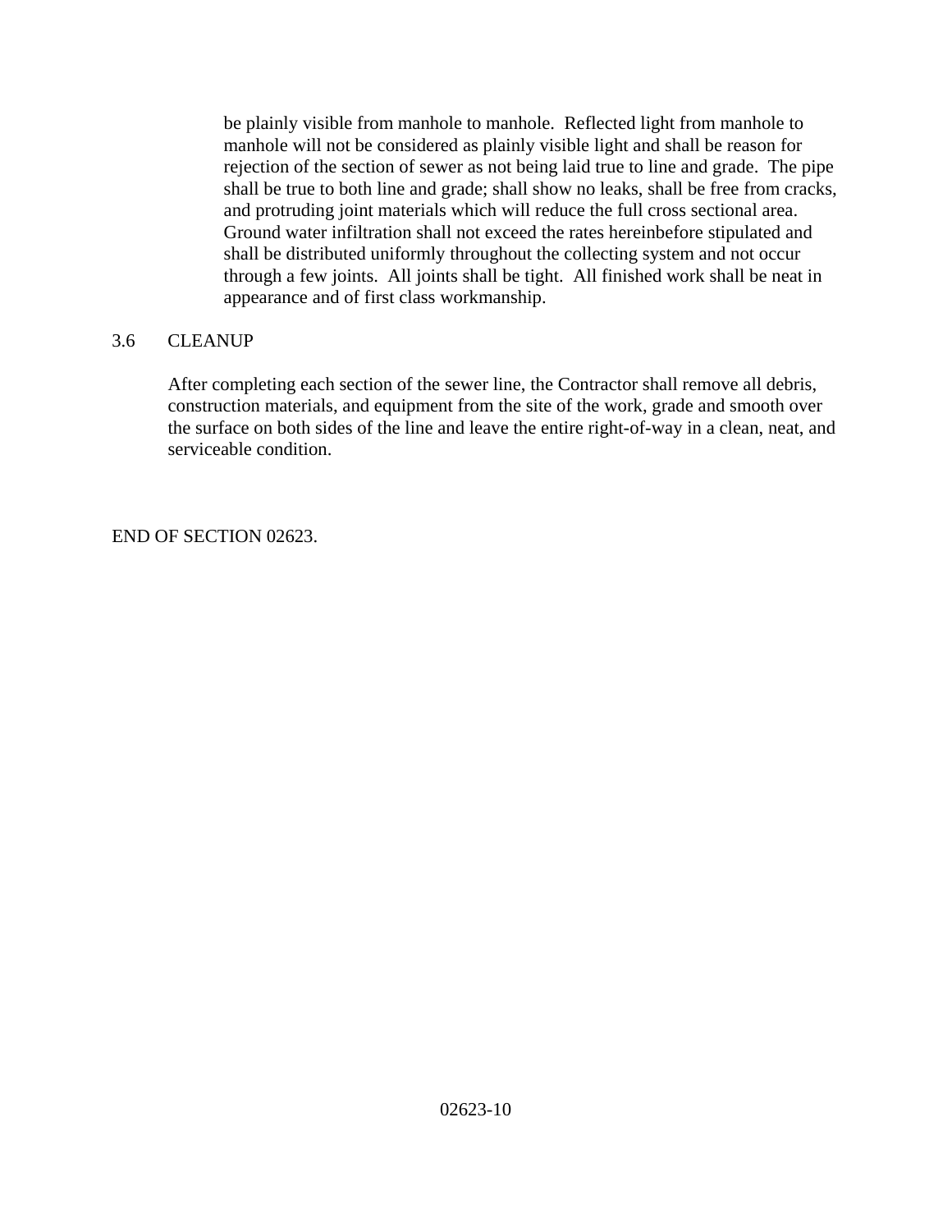be plainly visible from manhole to manhole. Reflected light from manhole to manhole will not be considered as plainly visible light and shall be reason for rejection of the section of sewer as not being laid true to line and grade. The pipe shall be true to both line and grade; shall show no leaks, shall be free from cracks, and protruding joint materials which will reduce the full cross sectional area. Ground water infiltration shall not exceed the rates hereinbefore stipulated and shall be distributed uniformly throughout the collecting system and not occur through a few joints. All joints shall be tight. All finished work shall be neat in appearance and of first class workmanship.

## 3.6 CLEANUP

After completing each section of the sewer line, the Contractor shall remove all debris, construction materials, and equipment from the site of the work, grade and smooth over the surface on both sides of the line and leave the entire right-of-way in a clean, neat, and serviceable condition.

END OF SECTION 02623.